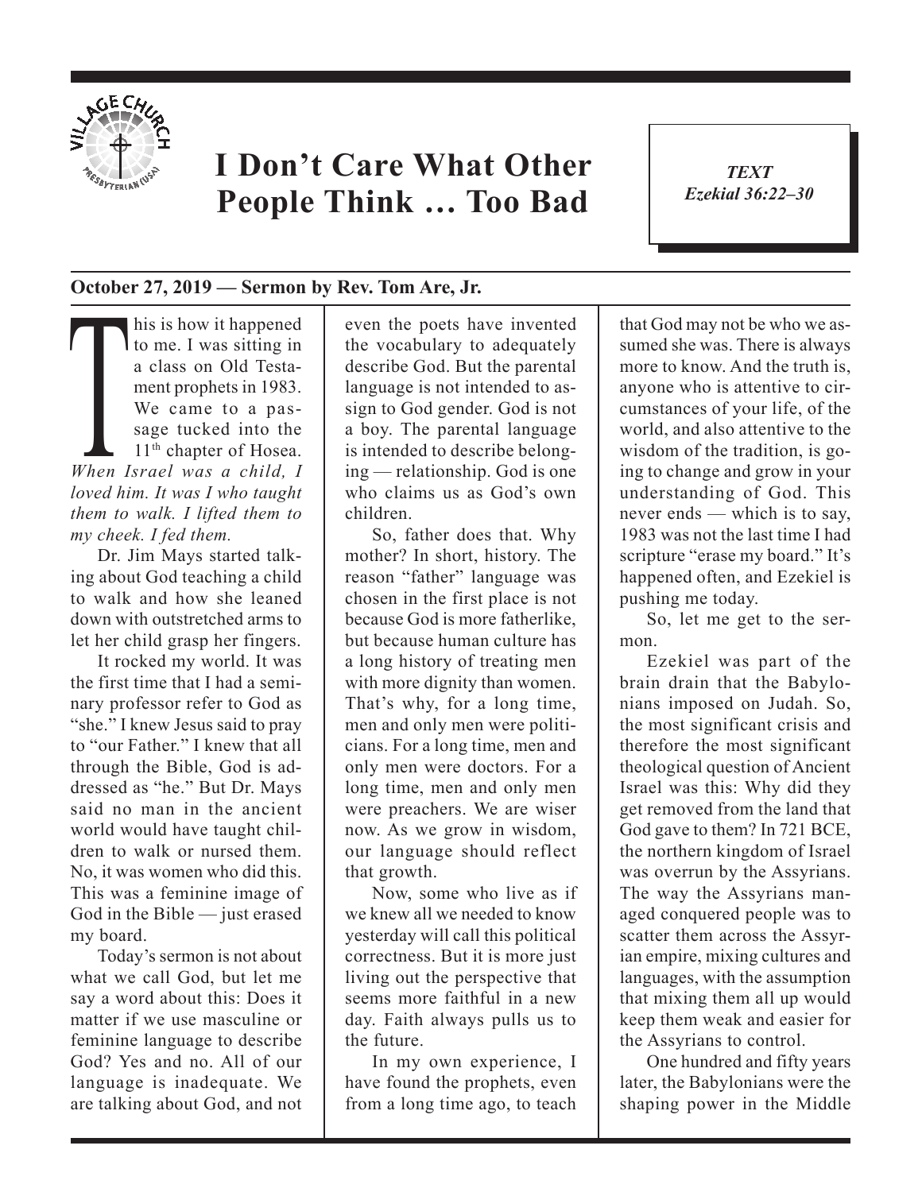# I Don't Care What Other People Think … Too Bad

*TEXT*
*Ezekial 36:22–30*

**October 27, 2019 — Sermon by Rev. Tom Are, Jr.**

This is how it happened to me. I was sitting in a class on Old Testament prophets in 1983. We came to a passage tucked into the 11th chapter of Hosea. *When Israel was a child, I loved him. It was I who taught them to walk. I lifted them to my cheek. I fed them.*

Dr. Jim Mays started talking about God teaching a child to walk and how she leaned down with outstretched arms to let her child grasp her fingers.

It rocked my world. It was the first time that I had a seminary professor refer to God as "she." I knew Jesus said to pray to "our Father." I knew that all through the Bible, God is addressed as "he." But Dr. Mays said no man in the ancient world would have taught children to walk or nursed them. No, it was women who did this. This was a feminine image of God in the Bible — just erased my board.

Today's sermon is not about what we call God, but let me say a word about this: Does it matter if we use masculine or feminine language to describe God? Yes and no. All of our language is inadequate. We are talking about God, and not even the poets have invented the vocabulary to adequately describe God. But the parental language is not intended to assign to God gender. God is not a boy. The parental language is intended to describe belonging — relationship. God is one who claims us as God's own children.

So, father does that. Why mother? In short, history. The reason "father" language was chosen in the first place is not because God is more fatherlike, but because human culture has a long history of treating men with more dignity than women. That's why, for a long time, men and only men were politicians. For a long time, men and only men were doctors. For a long time, men and only men were preachers. We are wiser now. As we grow in wisdom, our language should reflect that growth.

Now, some who live as if we knew all we needed to know yesterday will call this political correctness. But it is more just living out the perspective that seems more faithful in a new day. Faith always pulls us to the future.

In my own experience, I have found the prophets, even from a long time ago, to teach that God may not be who we assumed she was. There is always more to know. And the truth is, anyone who is attentive to circumstances of your life, of the world, and also attentive to the wisdom of the tradition, is going to change and grow in your understanding of God. This never ends — which is to say, 1983 was not the last time I had scripture "erase my board." It's happened often, and Ezekiel is pushing me today.

So, let me get to the sermon.

Ezekiel was part of the brain drain that the Babylonians imposed on Judah. So, the most significant crisis and therefore the most significant theological question of Ancient Israel was this: Why did they get removed from the land that God gave to them? In 721 BCE, the northern kingdom of Israel was overrun by the Assyrians. The way the Assyrians managed conquered people was to scatter them across the Assyrian empire, mixing cultures and languages, with the assumption that mixing them all up would keep them weak and easier for the Assyrians to control.

One hundred and fifty years later, the Babylonians were the shaping power in the Middle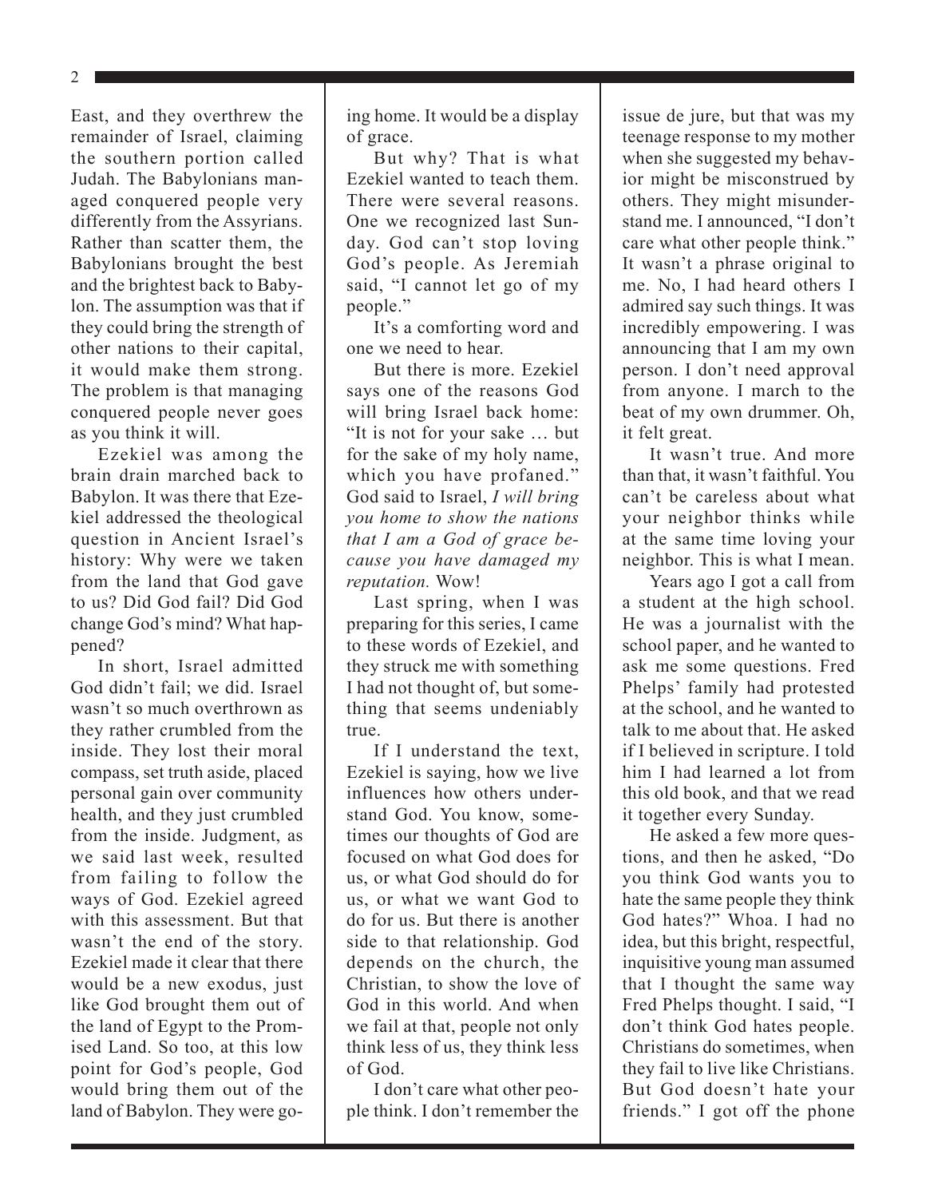East, and they overthrew the remainder of Israel, claiming the southern portion called Judah. The Babylonians managed conquered people very differently from the Assyrians. Rather than scatter them, the Babylonians brought the best and the brightest back to Babylon. The assumption was that if they could bring the strength of other nations to their capital, it would make them strong. The problem is that managing conquered people never goes as you think it will.

Ezekiel was among the brain drain marched back to Babylon. It was there that Ezekiel addressed the theological question in Ancient Israel's history: Why were we taken from the land that God gave to us? Did God fail? Did God change God's mind? What happened?

In short, Israel admitted God didn't fail; we did. Israel wasn't so much overthrown as they rather crumbled from the inside. They lost their moral compass, set truth aside, placed personal gain over community health, and they just crumbled from the inside. Judgment, as we said last week, resulted from failing to follow the ways of God. Ezekiel agreed with this assessment. But that wasn't the end of the story. Ezekiel made it clear that there would be a new exodus, just like God brought them out of the land of Egypt to the Promised Land. So too, at this low point for God's people, God would bring them out of the land of Babylon. They were going home. It would be a display of grace.

But why? That is what Ezekiel wanted to teach them. There were several reasons. One we recognized last Sunday. God can't stop loving God's people. As Jeremiah said, "I cannot let go of my people."

It's a comforting word and one we need to hear.

But there is more. Ezekiel says one of the reasons God will bring Israel back home: "It is not for your sake … but for the sake of my holy name, which you have profaned." God said to Israel, *I will bring you home to show the nations that I am a God of grace because you have damaged my reputation.* Wow!

Last spring, when I was preparing for this series, I came to these words of Ezekiel, and they struck me with something I had not thought of, but something that seems undeniably true.

If I understand the text, Ezekiel is saying, how we live influences how others understand God. You know, sometimes our thoughts of God are focused on what God does for us, or what God should do for us, or what we want God to do for us. But there is another side to that relationship. God depends on the church, the Christian, to show the love of God in this world. And when we fail at that, people not only think less of us, they think less of God.

I don't care what other people think. I don't remember the issue de jure, but that was my teenage response to my mother when she suggested my behavior might be misconstrued by others. They might misunderstand me. I announced, "I don't care what other people think." It wasn't a phrase original to me. No, I had heard others I admired say such things. It was incredibly empowering. I was announcing that I am my own person. I don't need approval from anyone. I march to the beat of my own drummer. Oh, it felt great.

It wasn't true. And more than that, it wasn't faithful. You can't be careless about what your neighbor thinks while at the same time loving your neighbor. This is what I mean.

Years ago I got a call from a student at the high school. He was a journalist with the school paper, and he wanted to ask me some questions. Fred Phelps' family had protested at the school, and he wanted to talk to me about that. He asked if I believed in scripture. I told him I had learned a lot from this old book, and that we read it together every Sunday.

He asked a few more questions, and then he asked, "Do you think God wants you to hate the same people they think God hates?" Whoa. I had no idea, but this bright, respectful, inquisitive young man assumed that I thought the same way Fred Phelps thought. I said, "I don't think God hates people. Christians do sometimes, when they fail to live like Christians. But God doesn't hate your friends." I got off the phone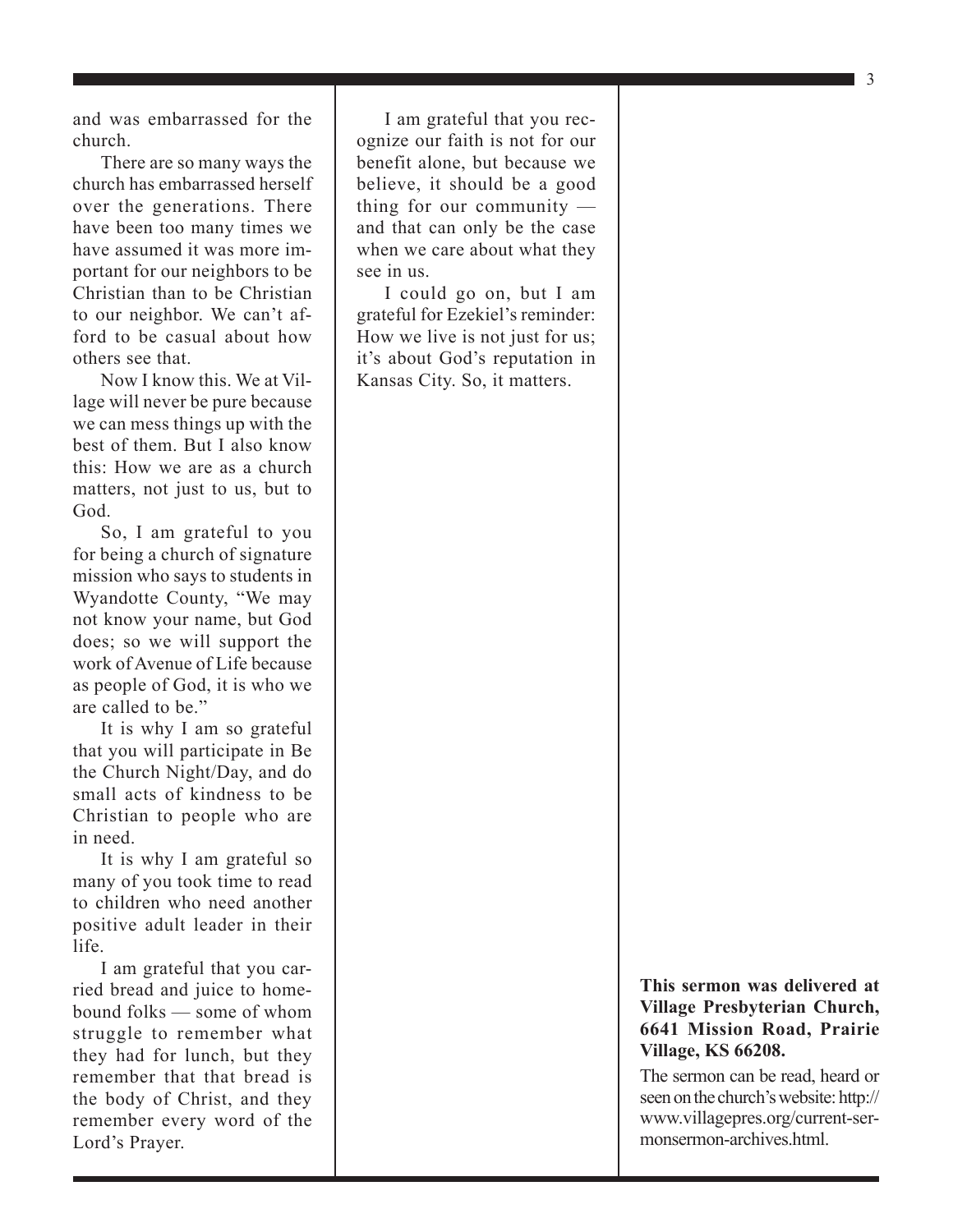and was embarrassed for the church.

There are so many ways the church has embarrassed herself over the generations. There have been too many times we have assumed it was more important for our neighbors to be Christian than to be Christian to our neighbor. We can't afford to be casual about how others see that.

Now I know this. We at Village will never be pure because we can mess things up with the best of them. But I also know this: How we are as a church matters, not just to us, but to God.

So, I am grateful to you for being a church of signature mission who says to students in Wyandotte County, "We may not know your name, but God does; so we will support the work of Avenue of Life because as people of God, it is who we are called to be."

It is why I am so grateful that you will participate in Be the Church Night/Day, and do small acts of kindness to be Christian to people who are in need.

It is why I am grateful so many of you took time to read to children who need another positive adult leader in their life.

I am grateful that you carried bread and juice to homebound folks — some of whom struggle to remember what they had for lunch, but they remember that that bread is the body of Christ, and they remember every word of the Lord's Prayer.

I am grateful that you recognize our faith is not for our benefit alone, but because we believe, it should be a good thing for our community — and that can only be the case when we care about what they see in us.

I could go on, but I am grateful for Ezekiel's reminder: How we live is not just for us; it's about God's reputation in Kansas City. So, it matters.

**This sermon was delivered at Village Presbyterian Church, 6641 Mission Road, Prairie Village, KS 66208.**

The sermon can be read, heard or seen on the church's website: http://www.villagepres.org/current-sermonsermon-archives.html.